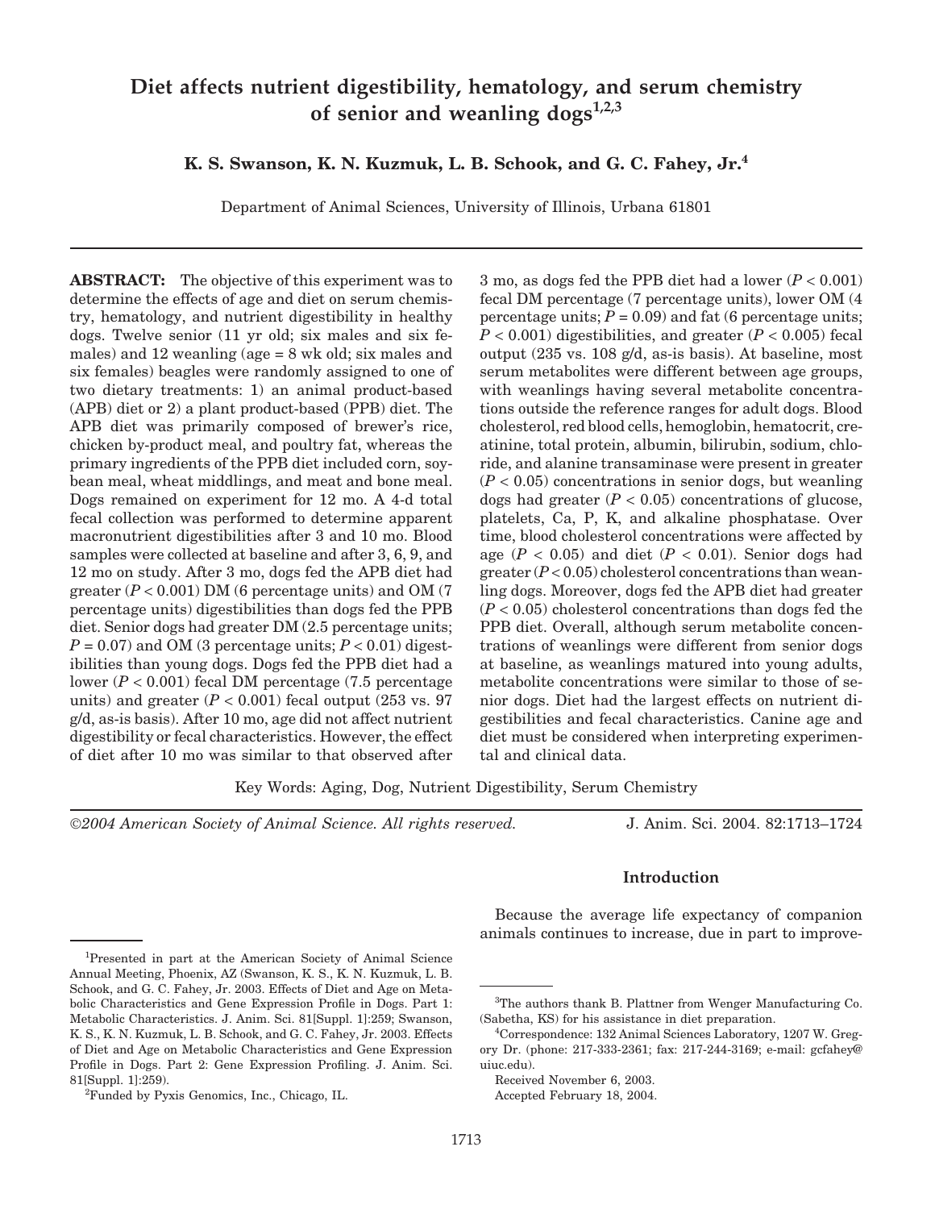# Diet affects nutrient digestibility, hematology, and serum chemistry of senior and weanling dogs[1,2,3]

**K. S. Swanson, K. N. Kuzmuk, L. B. Schook, and G. C. Fahey, Jr.[4]**

Department of Animal Sciences, University of Illinois, Urbana 61801

**ABSTRACT:** The objective of this experiment was to determine the effects of age and diet on serum chemistry, hematology, and nutrient digestibility in healthy dogs. Twelve senior (11 yr old; six males and six females) and 12 weanling (age = 8 wk old; six males and six females) beagles were randomly assigned to one of two dietary treatments: 1) an animal product-based (APB) diet or 2) a plant product-based (PPB) diet. The APB diet was primarily composed of brewer's rice, chicken by-product meal, and poultry fat, whereas the primary ingredients of the PPB diet included corn, soybean meal, wheat middlings, and meat and bone meal. Dogs remained on experiment for 12 mo. A 4-d total fecal collection was performed to determine apparent macronutrient digestibilities after 3 and 10 mo. Blood samples were collected at baseline and after 3, 6, 9, and 12 mo on study. After 3 mo, dogs fed the APB diet had greater ($P < 0.001$) DM (6 percentage units) and OM (7 percentage units) digestibilities than dogs fed the PPB diet. Senior dogs had greater DM (2.5 percentage units; $P = 0.07$) and OM (3 percentage units; $P < 0.01$) digestibilities than young dogs. Dogs fed the PPB diet had a lower ($P < 0.001$) fecal DM percentage (7.5 percentage units) and greater ($P < 0.001$) fecal output (253 vs. 97 g/d, as-is basis). After 10 mo, age did not affect nutrient digestibility or fecal characteristics. However, the effect of diet after 10 mo was similar to that observed after 3 mo, as dogs fed the PPB diet had a lower ($P < 0.001$) fecal DM percentage (7 percentage units), lower OM (4 percentage units; $P = 0.09$) and fat (6 percentage units; $P < 0.001$) digestibilities, and greater ($P < 0.005$) fecal output (235 vs. 108 g/d, as-is basis). At baseline, most serum metabolites were different between age groups, with weanlings having several metabolite concentrations outside the reference ranges for adult dogs. Blood cholesterol, red blood cells, hemoglobin, hematocrit, creatinine, total protein, albumin, bilirubin, sodium, chloride, and alanine transaminase were present in greater ($P < 0.05$) concentrations in senior dogs, but weanling dogs had greater ($P < 0.05$) concentrations of glucose, platelets, Ca, P, K, and alkaline phosphatase. Over time, blood cholesterol concentrations were affected by age ($P < 0.05$) and diet ($P < 0.01$). Senior dogs had greater ($P < 0.05$) cholesterol concentrations than weanling dogs. Moreover, dogs fed the APB diet had greater ($P < 0.05$) cholesterol concentrations than dogs fed the PPB diet. Overall, although serum metabolite concentrations of weanlings were different from senior dogs at baseline, as weanlings matured into young adults, metabolite concentrations were similar to those of senior dogs. Diet had the largest effects on nutrient digestibilities and fecal characteristics. Canine age and diet must be considered when interpreting experimental and clinical data.

Key Words: Aging, Dog, Nutrient Digestibility, Serum Chemistry

*©2004 American Society of Animal Science. All rights reserved.*

## Introduction

Because the average life expectancy of companion animals continues to increase, due in part to improve-

---

[1]Presented in part at the American Society of Animal Science Annual Meeting, Phoenix, AZ (Swanson, K. S., K. N. Kuzmuk, L. B. Schook, and G. C. Fahey, Jr. 2003. Effects of Diet and Age on Metabolic Characteristics and Gene Expression Profile in Dogs. Part 1: Metabolic Characteristics. J. Anim. Sci. 81[Suppl. 1]:259; Swanson, K. S., K. N. Kuzmuk, L. B. Schook, and G. C. Fahey, Jr. 2003. Effects of Diet and Age on Metabolic Characteristics and Gene Expression Profile in Dogs. Part 2: Gene Expression Profiling. J. Anim. Sci. 81[Suppl. 1]:259).

[2]Funded by Pyxis Genomics, Inc., Chicago, IL.

[3]The authors thank B. Plattner from Wenger Manufacturing Co. (Sabetha, KS) for his assistance in diet preparation.

[4]Correspondence: 132 Animal Sciences Laboratory, 1207 W. Gregory Dr. (phone: 217-333-2361; fax: 217-244-3169; e-mail: gcfahey@uiuc.edu).

Received November 6, 2003.

Accepted February 18, 2004.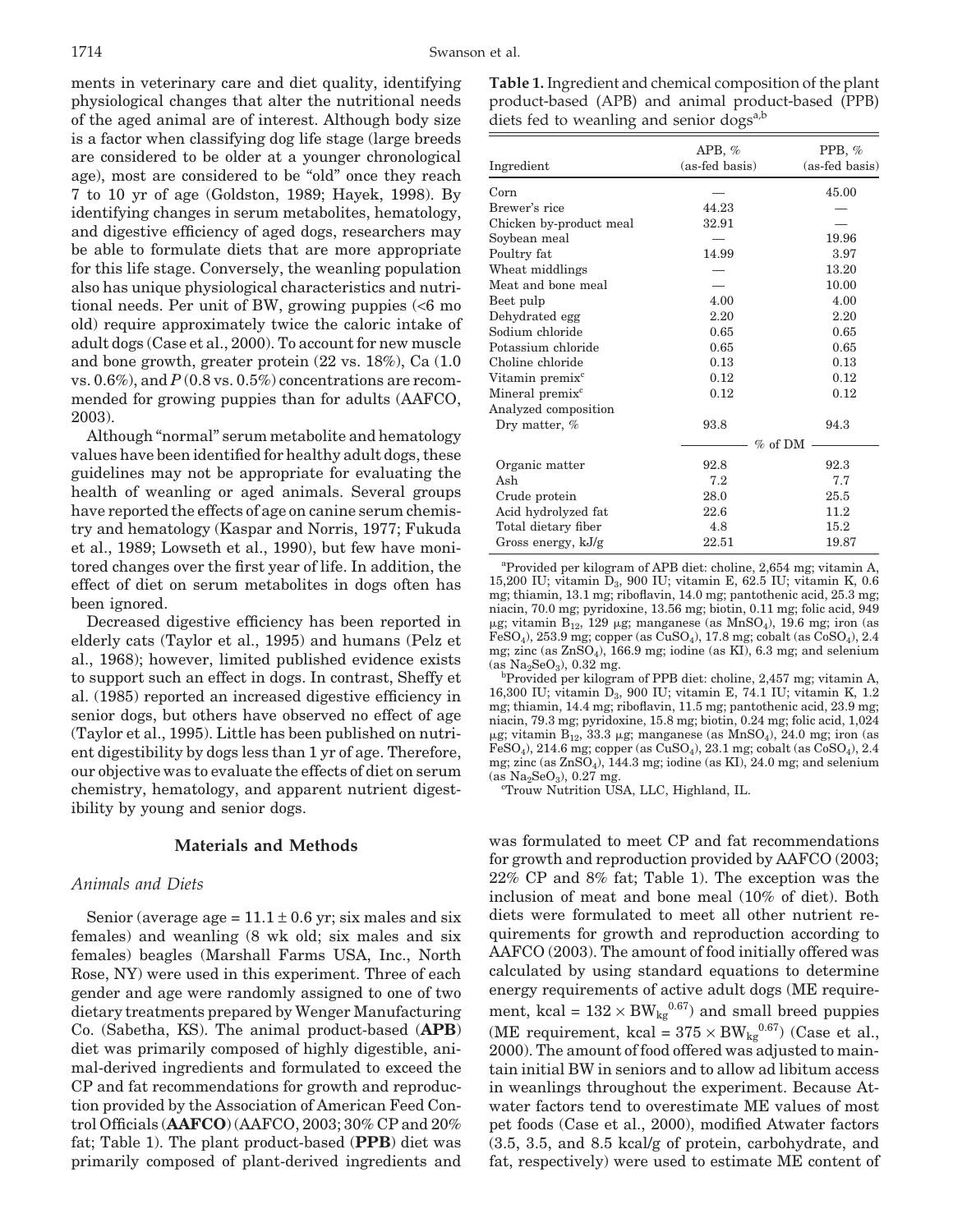ments in veterinary care and diet quality, identifying physiological changes that alter the nutritional needs of the aged animal are of interest. Although body size is a factor when classifying dog life stage (large breeds are considered to be older at a younger chronological age), most are considered to be "old" once they reach 7 to 10 yr of age (Goldston, 1989; Hayek, 1998). By identifying changes in serum metabolites, hematology, and digestive efficiency of aged dogs, researchers may be able to formulate diets that are more appropriate for this life stage. Conversely, the weanling population also has unique physiological characteristics and nutritional needs. Per unit of BW, growing puppies (<6 mo old) require approximately twice the caloric intake of adult dogs (Case et al., 2000). To account for new muscle and bone growth, greater protein (22 vs. 18%), Ca (1.0 vs. 0.6%), and *P* (0.8 vs. 0.5%) concentrations are recommended for growing puppies than for adults (AAFCO, 2003).

Although "normal" serum metabolite and hematology values have been identified for healthy adult dogs, these guidelines may not be appropriate for evaluating the health of weanling or aged animals. Several groups have reported the effects of age on canine serum chemistry and hematology (Kaspar and Norris, 1977; Fukuda et al., 1989; Lowseth et al., 1990), but few have monitored changes over the first year of life. In addition, the effect of diet on serum metabolites in dogs often has been ignored.

Decreased digestive efficiency has been reported in elderly cats (Taylor et al., 1995) and humans (Pelz et al., 1968); however, limited published evidence exists to support such an effect in dogs. In contrast, Sheffy et al. (1985) reported an increased digestive efficiency in senior dogs, but others have observed no effect of age (Taylor et al., 1995). Little has been published on nutrient digestibility by dogs less than 1 yr of age. Therefore, our objective was to evaluate the effects of diet on serum chemistry, hematology, and apparent nutrient digestibility by young and senior dogs.

## Materials and Methods

### *Animals and Diets*

Senior (average age = 11.1 ± 0.6 yr; six males and six females) and weanling (8 wk old; six males and six females) beagles (Marshall Farms USA, Inc., North Rose, NY) were used in this experiment. Three of each gender and age were randomly assigned to one of two dietary treatments prepared by Wenger Manufacturing Co. (Sabetha, KS). The animal product-based (**APB**) diet was primarily composed of highly digestible, animal-derived ingredients and formulated to exceed the CP and fat recommendations for growth and reproduction provided by the Association of American Feed Control Officials (**AAFCO**) (AAFCO, 2003; 30% CP and 20% fat; Table 1). The plant product-based (**PPB**) diet was primarily composed of plant-derived ingredients and was formulated to meet CP and fat recommendations for growth and reproduction provided by AAFCO (2003; 22% CP and 8% fat; Table 1). The exception was the inclusion of meat and bone meal (10% of diet). Both diets were formulated to meet all other nutrient requirements for growth and reproduction according to AAFCO (2003). The amount of food initially offered was calculated by using standard equations to determine energy requirements of active adult dogs (ME requirement, kcal = $132 \times BW_{kg}^{0.67}$) and small breed puppies (ME requirement, kcal = $375 \times BW_{kg}^{0.67}$) (Case et al., 2000). The amount of food offered was adjusted to maintain initial BW in seniors and to allow ad libitum access in weanlings throughout the experiment. Because Atwater factors tend to overestimate ME values of most pet foods (Case et al., 2000), modified Atwater factors (3.5, 3.5, and 8.5 kcal/g of protein, carbohydrate, and fat, respectively) were used to estimate ME content of

**Table 1.** Ingredient and chemical composition of the plant product-based (APB) and animal product-based (PPB) diets fed to weanling and senior dogs[a,b]

| Ingredient | APB, % (as-fed basis) | PPB, % (as-fed basis) |
|---|---|---|
| Corn | — | 45.00 |
| Brewer's rice | 44.23 | — |
| Chicken by-product meal | 32.91 | — |
| Soybean meal | — | 19.96 |
| Poultry fat | 14.99 | 3.97 |
| Wheat middlings | — | 13.20 |
| Meat and bone meal | — | 10.00 |
| Beet pulp | 4.00 | 4.00 |
| Dehydrated egg | 2.20 | 2.20 |
| Sodium chloride | 0.65 | 0.65 |
| Potassium chloride | 0.65 | 0.65 |
| Choline chloride | 0.13 | 0.13 |
| Vitamin premix[c] | 0.12 | 0.12 |
| Mineral premix[c] | 0.12 | 0.12 |
| Analyzed composition | | |
| Dry matter, % | 93.8 | 94.3 |
| | % of DM | |
| Organic matter | 92.8 | 92.3 |
| Ash | 7.2 | 7.7 |
| Crude protein | 28.0 | 25.5 |
| Acid hydrolyzed fat | 22.6 | 11.2 |
| Total dietary fiber | 4.8 | 15.2 |
| Gross energy, kJ/g | 22.51 | 19.87 |

[a]Provided per kilogram of APB diet: choline, 2,654 mg; vitamin A, 15,200 IU; vitamin $D_3$, 900 IU; vitamin E, 62.5 IU; vitamin K, 0.6 mg; thiamin, 13.1 mg; riboflavin, 14.0 mg; pantothenic acid, 25.3 mg; niacin, 70.0 mg; pyridoxine, 13.56 mg; biotin, 0.11 mg; folic acid, 949 μg; vitamin $B_{12}$, 129 μg; manganese (as $MnSO_4$), 19.6 mg; iron (as $FeSO_4$), 253.9 mg; copper (as $CuSO_4$), 17.8 mg; cobalt (as $CoSO_4$), 2.4 mg; zinc (as $ZnSO_4$), 166.9 mg; iodine (as KI), 6.3 mg; and selenium (as $Na_2SeO_3$), 0.32 mg.

[b]Provided per kilogram of PPB diet: choline, 2,457 mg; vitamin A, 16,300 IU; vitamin $D_3$, 900 IU; vitamin E, 74.1 IU; vitamin K, 1.2 mg; thiamin, 14.4 mg; riboflavin, 11.5 mg; pantothenic acid, 23.9 mg; niacin, 79.3 mg; pyridoxine, 15.8 mg; biotin, 0.24 mg; folic acid, 1,024 μg; vitamin $B_{12}$, 33.3 μg; manganese (as $MnSO_4$), 24.0 mg; iron (as $FeSO_4$), 214.6 mg; copper (as $CuSO_4$), 23.1 mg; cobalt (as $CoSO_4$), 2.4 mg; zinc (as $ZnSO_4$), 144.3 mg; iodine (as KI), 24.0 mg; and selenium (as $Na_2SeO_3$), 0.27 mg.

[c]Trouw Nutrition USA, LLC, Highland, IL.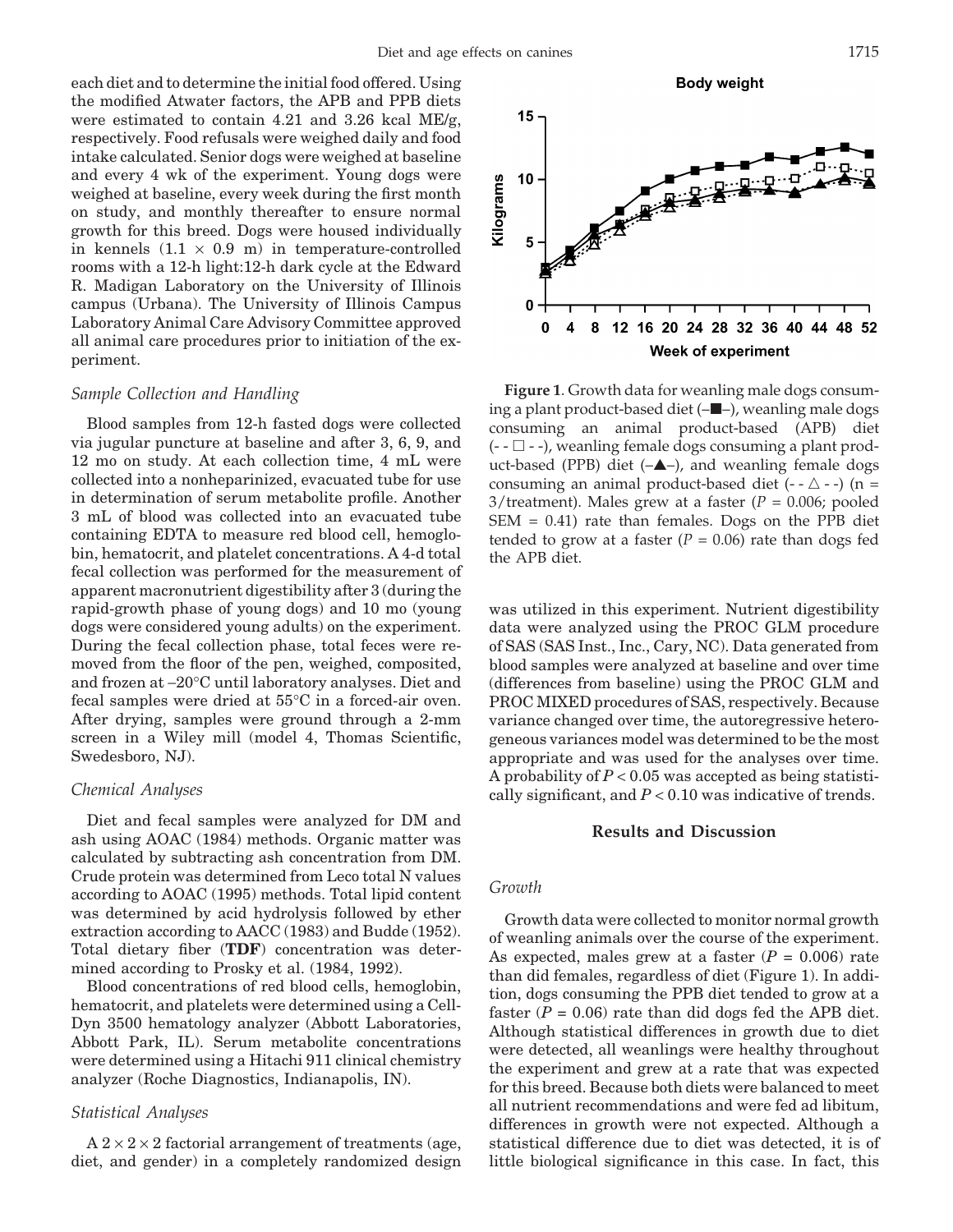each diet and to determine the initial food offered. Using the modified Atwater factors, the APB and PPB diets were estimated to contain 4.21 and 3.26 kcal ME/g, respectively. Food refusals were weighed daily and food intake calculated. Senior dogs were weighed at baseline and every 4 wk of the experiment. Young dogs were weighed at baseline, every week during the first month on study, and monthly thereafter to ensure normal growth for this breed. Dogs were housed individually in kennels (1.1 × 0.9 m) in temperature-controlled rooms with a 12-h light:12-h dark cycle at the Edward R. Madigan Laboratory on the University of Illinois campus (Urbana). The University of Illinois Campus Laboratory Animal Care Advisory Committee approved all animal care procedures prior to initiation of the experiment.

### Sample Collection and Handling

Blood samples from 12-h fasted dogs were collected via jugular puncture at baseline and after 3, 6, 9, and 12 mo on study. At each collection time, 4 mL were collected into a nonheparinized, evacuated tube for use in determination of serum metabolite profile. Another 3 mL of blood was collected into an evacuated tube containing EDTA to measure red blood cell, hemoglobin, hematocrit, and platelet concentrations. A 4-d total fecal collection was performed for the measurement of apparent macronutrient digestibility after 3 (during the rapid-growth phase of young dogs) and 10 mo (young dogs were considered young adults) on the experiment. During the fecal collection phase, total feces were removed from the floor of the pen, weighed, composited, and frozen at –20°C until laboratory analyses. Diet and fecal samples were dried at 55°C in a forced-air oven. After drying, samples were ground through a 2-mm screen in a Wiley mill (model 4, Thomas Scientific, Swedesboro, NJ).

### Chemical Analyses

Diet and fecal samples were analyzed for DM and ash using AOAC (1984) methods. Organic matter was calculated by subtracting ash concentration from DM. Crude protein was determined from Leco total N values according to AOAC (1995) methods. Total lipid content was determined by acid hydrolysis followed by ether extraction according to AACC (1983) and Budde (1952). Total dietary fiber (**TDF**) concentration was determined according to Prosky et al. (1984, 1992).

Blood concentrations of red blood cells, hemoglobin, hematocrit, and platelets were determined using a Cell-Dyn 3500 hematology analyzer (Abbott Laboratories, Abbott Park, IL). Serum metabolite concentrations were determined using a Hitachi 911 clinical chemistry analyzer (Roche Diagnostics, Indianapolis, IN).

### Statistical Analyses

A 2 × 2 × 2 factorial arrangement of treatments (age, diet, and gender) in a completely randomized design was utilized in this experiment. Nutrient digestibility data were analyzed using the PROC GLM procedure of SAS (SAS Inst., Inc., Cary, NC). Data generated from blood samples were analyzed at baseline and over time (differences from baseline) using the PROC GLM and PROC MIXED procedures of SAS, respectively. Because variance changed over time, the autoregressive heterogeneous variances model was determined to be the most appropriate and was used for the analyses over time. A probability of $P < 0.05$ was accepted as being statistically significant, and $P < 0.10$ was indicative of trends.

Body weight

Kilograms

15
10
5
0

0 4 8 12 16 20 24 28 32 36 40 44 48 52

Week of experiment

**Figure 1**. Growth data for weanling male dogs consuming a plant product-based diet (–■–), weanling male dogs consuming an animal product-based (APB) diet (- - □ - -), weanling female dogs consuming a plant product-based (PPB) diet (–▲–), and weanling female dogs consuming an animal product-based diet (- - △ - -) (n = 3/treatment). Males grew at a faster ($P = 0.006$; pooled SEM = 0.41) rate than females. Dogs on the PPB diet tended to grow at a faster ($P = 0.06$) rate than dogs fed the APB diet.

## Results and Discussion

### Growth

Growth data were collected to monitor normal growth of weanling animals over the course of the experiment. As expected, males grew at a faster ($P = 0.006$) rate than did females, regardless of diet (Figure 1). In addition, dogs consuming the PPB diet tended to grow at a faster ($P = 0.06$) rate than did dogs fed the APB diet. Although statistical differences in growth due to diet were detected, all weanlings were healthy throughout the experiment and grew at a rate that was expected for this breed. Because both diets were balanced to meet all nutrient recommendations and were fed ad libitum, differences in growth were not expected. Although a statistical difference due to diet was detected, it is of little biological significance in this case. In fact, this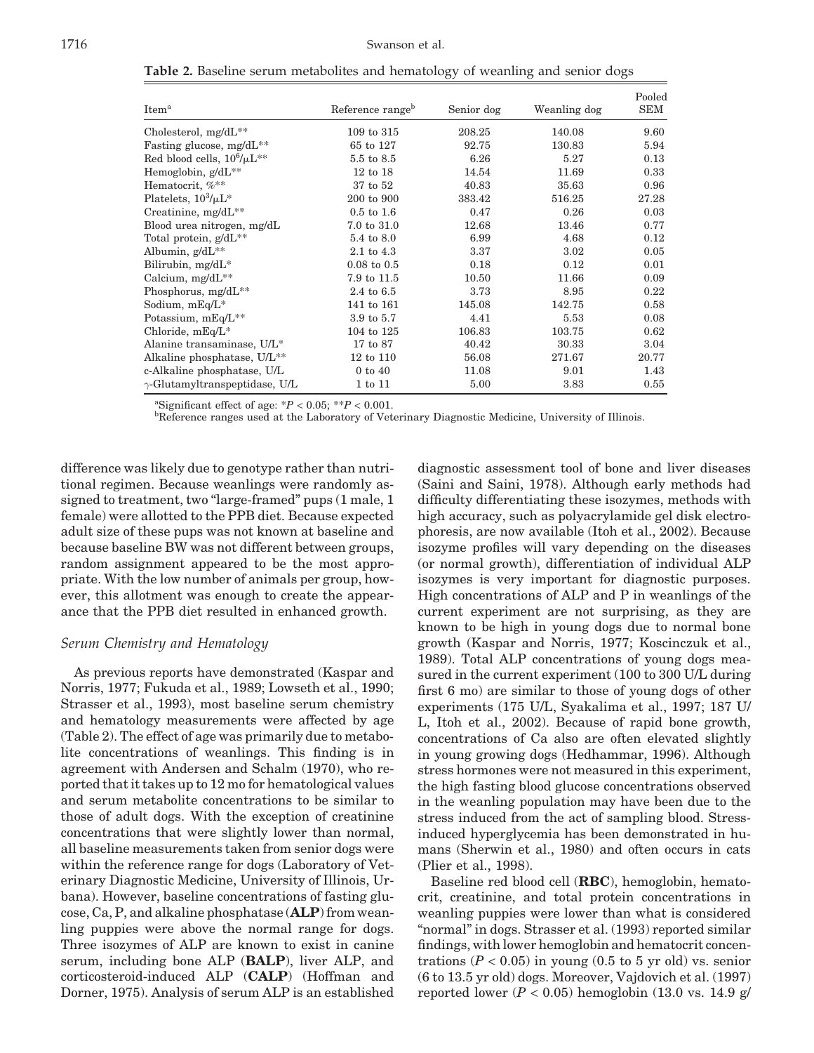**Table 2.** Baseline serum metabolites and hematology of weanling and senior dogs

| Item[a] | Reference range[b] | Senior dog | Weanling dog | Pooled SEM |
|---|---|---|---|---|
| Cholesterol, mg/dL** | 109 to 315 | 208.25 | 140.08 | 9.60 |
| Fasting glucose, mg/dL** | 65 to 127 | 92.75 | 130.83 | 5.94 |
| Red blood cells, $10^6$/μL** | 5.5 to 8.5 | 6.26 | 5.27 | 0.13 |
| Hemoglobin, g/dL** | 12 to 18 | 14.54 | 11.69 | 0.33 |
| Hematocrit, %** | 37 to 52 | 40.83 | 35.63 | 0.96 |
| Platelets, $10^3$/μL* | 200 to 900 | 383.42 | 516.25 | 27.28 |
| Creatinine, mg/dL** | 0.5 to 1.6 | 0.47 | 0.26 | 0.03 |
| Blood urea nitrogen, mg/dL | 7.0 to 31.0 | 12.68 | 13.46 | 0.77 |
| Total protein, g/dL** | 5.4 to 8.0 | 6.99 | 4.68 | 0.12 |
| Albumin, g/dL** | 2.1 to 4.3 | 3.37 | 3.02 | 0.05 |
| Bilirubin, mg/dL* | 0.08 to 0.5 | 0.18 | 0.12 | 0.01 |
| Calcium, mg/dL** | 7.9 to 11.5 | 10.50 | 11.66 | 0.09 |
| Phosphorus, mg/dL** | 2.4 to 6.5 | 3.73 | 8.95 | 0.22 |
| Sodium, mEq/L* | 141 to 161 | 145.08 | 142.75 | 0.58 |
| Potassium, mEq/L** | 3.9 to 5.7 | 4.41 | 5.53 | 0.08 |
| Chloride, mEq/L* | 104 to 125 | 106.83 | 103.75 | 0.62 |
| Alanine transaminase, U/L* | 17 to 87 | 40.42 | 30.33 | 3.04 |
| Alkaline phosphatase, U/L** | 12 to 110 | 56.08 | 271.67 | 20.77 |
| c-Alkaline phosphatase, U/L | 0 to 40 | 11.08 | 9.01 | 1.43 |
| γ-Glutamyltranspeptidase, U/L | 1 to 11 | 5.00 | 3.83 | 0.55 |

[a]Significant effect of age: *$P < 0.05$; **$P < 0.001$.
[b]Reference ranges used at the Laboratory of Veterinary Diagnostic Medicine, University of Illinois.

difference was likely due to genotype rather than nutritional regimen. Because weanlings were randomly assigned to treatment, two "large-framed" pups (1 male, 1 female) were allotted to the PPB diet. Because expected adult size of these pups was not known at baseline and because baseline BW was not different between groups, random assignment appeared to be the most appropriate. With the low number of animals per group, however, this allotment was enough to create the appearance that the PPB diet resulted in enhanced growth.

### *Serum Chemistry and Hematology*

As previous reports have demonstrated (Kaspar and Norris, 1977; Fukuda et al., 1989; Lowseth et al., 1990; Strasser et al., 1993), most baseline serum chemistry and hematology measurements were affected by age (Table 2). The effect of age was primarily due to metabolite concentrations of weanlings. This finding is in agreement with Andersen and Schalm (1970), who reported that it takes up to 12 mo for hematological values and serum metabolite concentrations to be similar to those of adult dogs. With the exception of creatinine concentrations that were slightly lower than normal, all baseline measurements taken from senior dogs were within the reference range for dogs (Laboratory of Veterinary Diagnostic Medicine, University of Illinois, Urbana). However, baseline concentrations of fasting glucose, Ca, P, and alkaline phosphatase (**ALP**) from weanling puppies were above the normal range for dogs. Three isozymes of ALP are known to exist in canine serum, including bone ALP (**BALP**), liver ALP, and corticosteroid-induced ALP (**CALP**) (Hoffman and Dorner, 1975). Analysis of serum ALP is an established diagnostic assessment tool of bone and liver diseases (Saini and Saini, 1978). Although early methods had difficulty differentiating these isozymes, methods with high accuracy, such as polyacrylamide gel disk electrophoresis, are now available (Itoh et al., 2002). Because isozyme profiles will vary depending on the diseases (or normal growth), differentiation of individual ALP isozymes is very important for diagnostic purposes. High concentrations of ALP and P in weanlings of the current experiment are not surprising, as they are known to be high in young dogs due to normal bone growth (Kaspar and Norris, 1977; Koscinczuk et al., 1989). Total ALP concentrations of young dogs measured in the current experiment (100 to 300 U/L during first 6 mo) are similar to those of young dogs of other experiments (175 U/L, Syakalima et al., 1997; 187 U/L, Itoh et al., 2002). Because of rapid bone growth, concentrations of Ca also are often elevated slightly in young growing dogs (Hedhammar, 1996). Although stress hormones were not measured in this experiment, the high fasting blood glucose concentrations observed in the weanling population may have been due to the stress induced from the act of sampling blood. Stress-induced hyperglycemia has been demonstrated in humans (Sherwin et al., 1980) and often occurs in cats (Plier et al., 1998).

Baseline red blood cell (**RBC**), hemoglobin, hematocrit, creatinine, and total protein concentrations in weanling puppies were lower than what is considered "normal" in dogs. Strasser et al. (1993) reported similar findings, with lower hemoglobin and hematocrit concentrations ($P < 0.05$) in young (0.5 to 5 yr old) vs. senior (6 to 13.5 yr old) dogs. Moreover, Vajdovich et al. (1997) reported lower ($P < 0.05$) hemoglobin (13.0 vs. 14.9 g/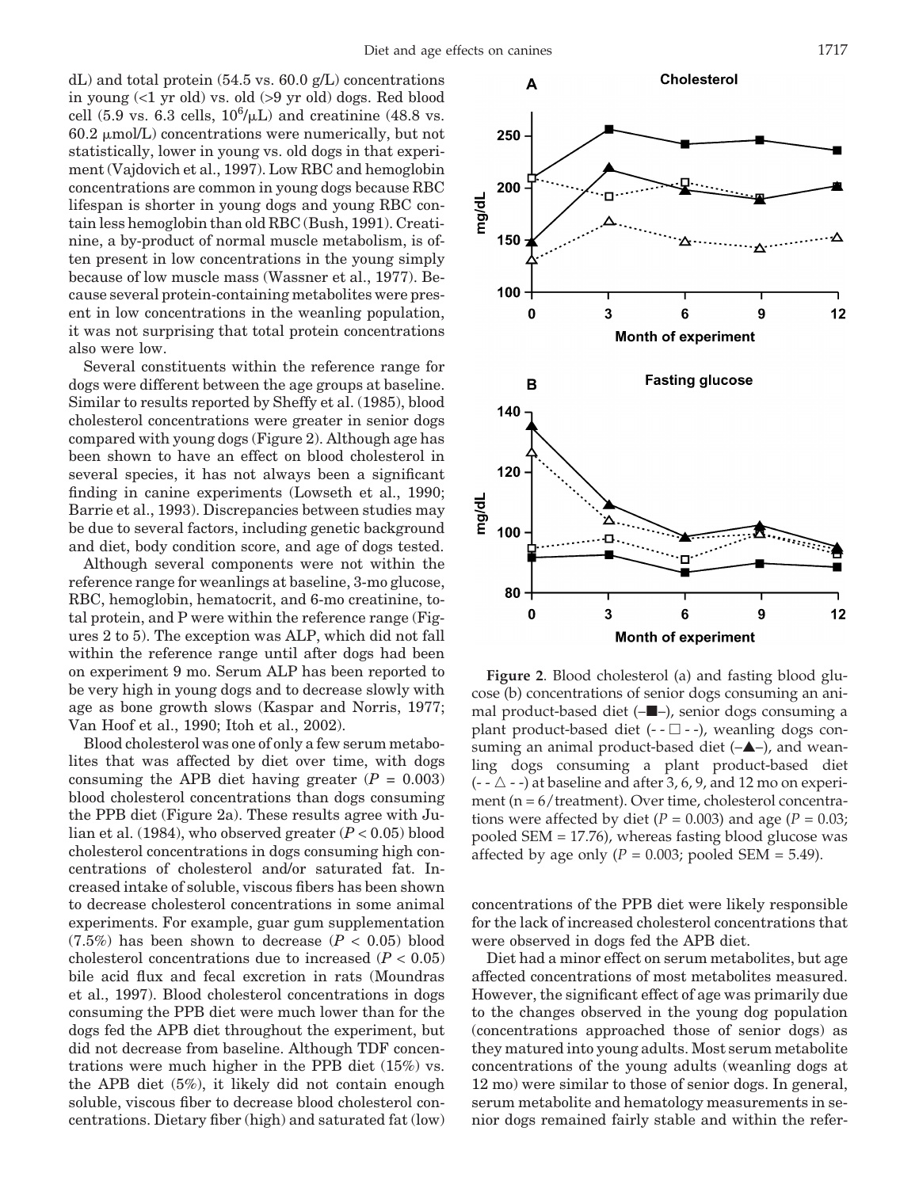dL) and total protein (54.5 vs. 60.0 g/L) concentrations in young (<1 yr old) vs. old (>9 yr old) dogs. Red blood cell (5.9 vs. 6.3 cells, $10^6/\mu L$) and creatinine (48.8 vs. 60.2 μmol/L) concentrations were numerically, but not statistically, lower in young vs. old dogs in that experiment (Vajdovich et al., 1997). Low RBC and hemoglobin concentrations are common in young dogs because RBC lifespan is shorter in young dogs and young RBC contain less hemoglobin than old RBC (Bush, 1991). Creatinine, a by-product of normal muscle metabolism, is often present in low concentrations in the young simply because of low muscle mass (Wassner et al., 1977). Because several protein-containing metabolites were present in low concentrations in the weanling population, it was not surprising that total protein concentrations also were low.

Several constituents within the reference range for dogs were different between the age groups at baseline. Similar to results reported by Sheffy et al. (1985), blood cholesterol concentrations were greater in senior dogs compared with young dogs (Figure 2). Although age has been shown to have an effect on blood cholesterol in several species, it has not always been a significant finding in canine experiments (Lowseth et al., 1990; Barrie et al., 1993). Discrepancies between studies may be due to several factors, including genetic background and diet, body condition score, and age of dogs tested.

Although several components were not within the reference range for weanlings at baseline, 3-mo glucose, RBC, hemoglobin, hematocrit, and 6-mo creatinine, total protein, and P were within the reference range (Figures 2 to 5). The exception was ALP, which did not fall within the reference range until after dogs had been on experiment 9 mo. Serum ALP has been reported to be very high in young dogs and to decrease slowly with age as bone growth slows (Kaspar and Norris, 1977; Van Hoof et al., 1990; Itoh et al., 2002).

Blood cholesterol was one of only a few serum metabolites that was affected by diet over time, with dogs consuming the APB diet having greater ($P = 0.003$) blood cholesterol concentrations than dogs consuming the PPB diet (Figure 2a). These results agree with Julian et al. (1984), who observed greater ($P < 0.05$) blood cholesterol concentrations in dogs consuming high concentrations of cholesterol and/or saturated fat. Increased intake of soluble, viscous fibers has been shown to decrease cholesterol concentrations in some animal experiments. For example, guar gum supplementation (7.5%) has been shown to decrease ($P < 0.05$) blood cholesterol concentrations due to increased ($P < 0.05$) bile acid flux and fecal excretion in rats (Moundras et al., 1997). Blood cholesterol concentrations in dogs consuming the PPB diet were much lower than for the dogs fed the APB diet throughout the experiment, but did not decrease from baseline. Although TDF concentrations were much higher in the PPB diet (15%) vs. the APB diet (5%), it likely did not contain enough soluble, viscous fiber to decrease blood cholesterol concentrations. Dietary fiber (high) and saturated fat (low) concentrations of the PPB diet were likely responsible for the lack of increased cholesterol concentrations that were observed in dogs fed the APB diet.

**Figure 2**. Blood cholesterol (a) and fasting blood glucose (b) concentrations of senior dogs consuming an animal product-based diet (–■–), senior dogs consuming a plant product-based diet (- - □ - -), weanling dogs consuming an animal product-based diet (–▲–), and weanling dogs consuming a plant product-based diet (- - △ - -) at baseline and after 3, 6, 9, and 12 mo on experiment (n = 6/treatment). Over time, cholesterol concentrations were affected by diet ($P = 0.003$) and age ($P = 0.03$; pooled SEM = 17.76), whereas fasting blood glucose was affected by age only ($P = 0.003$; pooled SEM = 5.49).

Diet had a minor effect on serum metabolites, but age affected concentrations of most metabolites measured. However, the significant effect of age was primarily due to the changes observed in the young dog population (concentrations approached those of senior dogs) as they matured into young adults. Most serum metabolite concentrations of the young adults (weanling dogs at 12 mo) were similar to those of senior dogs. In general, serum metabolite and hematology measurements in senior dogs remained fairly stable and within the refer-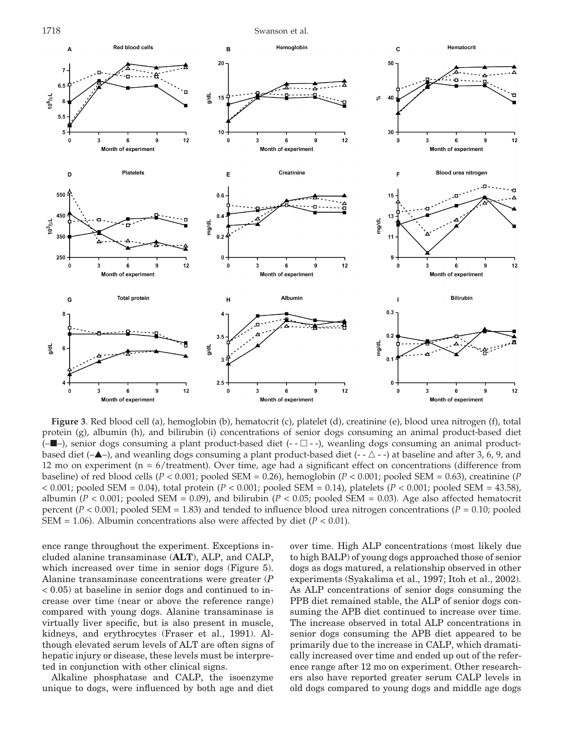A Red blood cells
$10^6/\mu L$
7
6.5
6
5.5
5
0 3 6 9 12
Month of experiment

B Hemoglobin
g/dL
20
15
10
0 3 6 9 12
Month of experiment

C Hematocrit
%
50
40
30
0 3 6 9 12
Month of experiment

D Platelets
$10^3/\mu L$
550
450
350
250
0 3 6 9 12
Month of experiment

E Creatinine
mg/dL
0.6
0.4
0.2
0
0 3 6 9 12
Month of experiment

F Blood urea nitrogen
mg/dL
15
13
11
9
0 3 6 9 12
Month of experiment

G Total protein
g/dL
8
6
4
0 3 6 9 12
Month of experiment

H Albumin
g/dL
4
3.5
3
2.5
0 3 6 9 12
Month of experiment

I Bilirubin
mg/dL
0.3
0.2
0.1
0
0 3 6 9 12
Month of experiment

**Figure 3**. Red blood cell (a), hemoglobin (b), hematocrit (c), platelet (d), creatinine (e), blood urea nitrogen (f), total protein (g), albumin (h), and bilirubin (i) concentrations of senior dogs consuming an animal product-based diet (–■–), senior dogs consuming a plant product-based diet (- - □ - -), weanling dogs consuming an animal product-based diet (–▲–), and weanling dogs consuming a plant product-based diet (- - △ - -) at baseline and after 3, 6, 9, and 12 mo on experiment (n = 6/treatment). Over time, age had a significant effect on concentrations (difference from baseline) of red blood cells ($P < 0.001$; pooled SEM = 0.26), hemoglobin ($P < 0.001$; pooled SEM = 0.63), creatinine ($P < 0.001$; pooled SEM = 0.04), total protein ($P < 0.001$; pooled SEM = 0.14), platelets ($P < 0.001$; pooled SEM = 43.58), albumin ($P < 0.001$; pooled SEM = 0.09), and bilirubin ($P < 0.05$; pooled SEM = 0.03). Age also affected hematocrit percent ($P < 0.001$; pooled SEM = 1.83) and tended to influence blood urea nitrogen concentrations ($P = 0.10$; pooled SEM = 1.06). Albumin concentrations also were affected by diet ($P < 0.01$).

ence range throughout the experiment. Exceptions included alanine transaminase (**ALT**), ALP, and CALP, which increased over time in senior dogs (Figure 5). Alanine transaminase concentrations were greater ($P < 0.05$) at baseline in senior dogs and continued to increase over time (near or above the reference range) compared with young dogs. Alanine transaminase is virtually liver specific, but is also present in muscle, kidneys, and erythrocytes (Fraser et al., 1991). Although elevated serum levels of ALT are often signs of hepatic injury or disease, these levels must be interpreted in conjunction with other clinical signs.

Alkaline phosphatase and CALP, the isoenzyme unique to dogs, were influenced by both age and diet over time. High ALP concentrations (most likely due to high BALP) of young dogs approached those of senior dogs as dogs matured, a relationship observed in other experiments (Syakalima et al., 1997; Itoh et al., 2002). As ALP concentrations of senior dogs consuming the PPB diet remained stable, the ALP of senior dogs consuming the APB diet continued to increase over time. The increase observed in total ALP concentrations in senior dogs consuming the APB diet appeared to be primarily due to the increase in CALP, which dramatically increased over time and ended up out of the reference range after 12 mo on experiment. Other researchers also have reported greater serum CALP levels in old dogs compared to young dogs and middle age dogs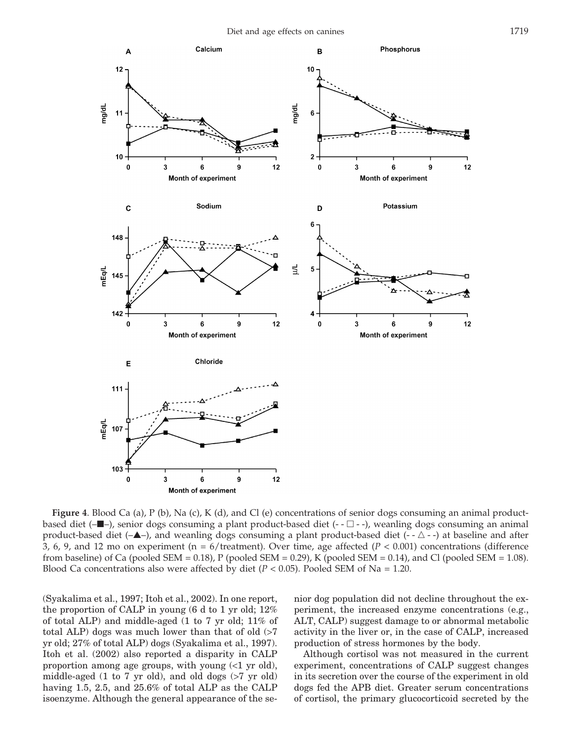A

Calcium

12

11

10

mg/dL

0 3 6 9 12

Month of experiment

B

Phosphorus

10

6

2

mg/dL

0 3 6 9 12

Month of experiment

C

Sodium

148

145

142

mEq/L

0 3 6 9 12

Month of experiment

D

Potassium

6

5

4

µ/L

0 3 6 9 12

Month of experiment

E

Chloride

111

107

103

mEq/L

0 3 6 9 12

Month of experiment

**Figure 4**. Blood Ca (a), P (b), Na (c), K (d), and Cl (e) concentrations of senior dogs consuming an animal product-based diet (–■–), senior dogs consuming a plant product-based diet (- - □ - -), weanling dogs consuming an animal product-based diet (–▲–), and weanling dogs consuming a plant product-based diet (- - △ - -) at baseline and after 3, 6, 9, and 12 mo on experiment (n = 6/treatment). Over time, age affected ($P < 0.001$) concentrations (difference from baseline) of Ca (pooled SEM = 0.18), P (pooled SEM = 0.29), K (pooled SEM = 0.14), and Cl (pooled SEM = 1.08). Blood Ca concentrations also were affected by diet ($P < 0.05$). Pooled SEM of Na = 1.20.

(Syakalima et al., 1997; Itoh et al., 2002). In one report, the proportion of CALP in young (6 d to 1 yr old; 12% of total ALP) and middle-aged (1 to 7 yr old; 11% of total ALP) dogs was much lower than that of old (>7 yr old; 27% of total ALP) dogs (Syakalima et al., 1997). Itoh et al. (2002) also reported a disparity in CALP proportion among age groups, with young (<1 yr old), middle-aged (1 to 7 yr old), and old dogs (>7 yr old) having 1.5, 2.5, and 25.6% of total ALP as the CALP isoenzyme. Although the general appearance of the senior dog population did not decline throughout the experiment, the increased enzyme concentrations (e.g., ALT, CALP) suggest damage to or abnormal metabolic activity in the liver or, in the case of CALP, increased production of stress hormones by the body.

Although cortisol was not measured in the current experiment, concentrations of CALP suggest changes in its secretion over the course of the experiment in old dogs fed the APB diet. Greater serum concentrations of cortisol, the primary glucocorticoid secreted by the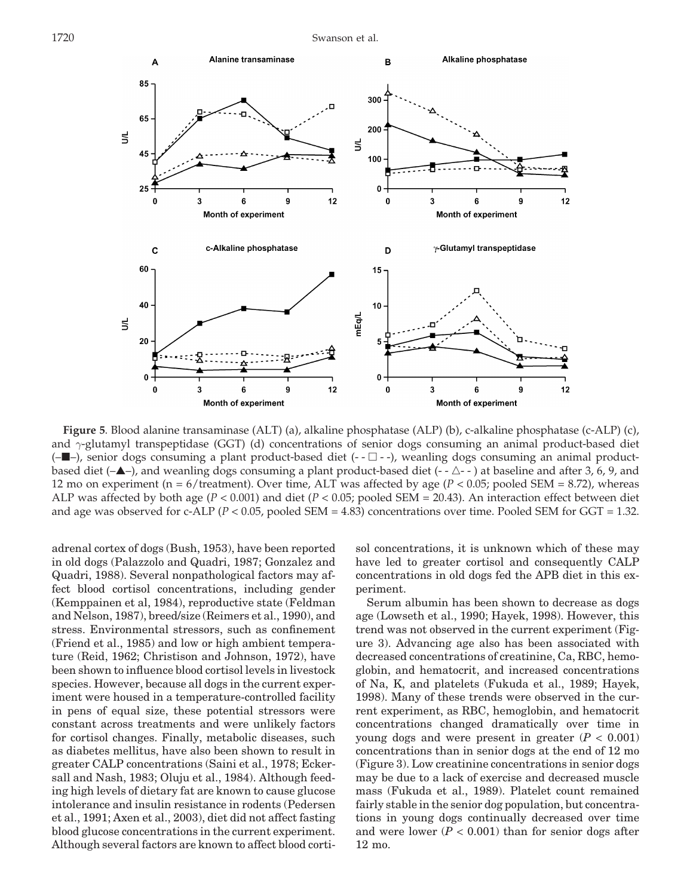A

Alanine transaminase

85

65

45

25

U/L

0 3 6 9 12

Month of experiment

B

Alkaline phosphatase

300

200

100

0

U/L

0 3 6 9 12

Month of experiment

C

c-Alkaline phosphatase

60

40

20

0

U/L

0 3 6 9 12

Month of experiment

D

γ-Glutamyl transpeptidase

15

10

5

0

mEq/L

0 3 6 9 12

Month of experiment

**Figure 5**. Blood alanine transaminase (ALT) (a), alkaline phosphatase (ALP) (b), c-alkaline phosphatase (c-ALP) (c), and $\gamma$-glutamyl transpeptidase (GGT) (d) concentrations of senior dogs consuming an animal product-based diet (–■–), senior dogs consuming a plant product-based diet (- - □ - -), weanling dogs consuming an animal product-based diet (–▲–), and weanling dogs consuming a plant product-based diet (- - △ - - ) at baseline and after 3, 6, 9, and 12 mo on experiment (n = 6/treatment). Over time, ALT was affected by age ($P < 0.05$; pooled SEM = 8.72), whereas ALP was affected by both age ($P < 0.001$) and diet ($P < 0.05$; pooled SEM = 20.43). An interaction effect between diet and age was observed for c-ALP ($P < 0.05$, pooled SEM = 4.83) concentrations over time. Pooled SEM for GGT = 1.32.

adrenal cortex of dogs (Bush, 1953), have been reported in old dogs (Palazzolo and Quadri, 1987; Gonzalez and Quadri, 1988). Several nonpathological factors may affect blood cortisol concentrations, including gender (Kemppainen et al, 1984), reproductive state (Feldman and Nelson, 1987), breed/size (Reimers et al., 1990), and stress. Environmental stressors, such as confinement (Friend et al., 1985) and low or high ambient temperature (Reid, 1962; Christison and Johnson, 1972), have been shown to influence blood cortisol levels in livestock species. However, because all dogs in the current experiment were housed in a temperature-controlled facility in pens of equal size, these potential stressors were constant across treatments and were unlikely factors for cortisol changes. Finally, metabolic diseases, such as diabetes mellitus, have also been shown to result in greater CALP concentrations (Saini et al., 1978; Eckersall and Nash, 1983; Oluju et al., 1984). Although feeding high levels of dietary fat are known to cause glucose intolerance and insulin resistance in rodents (Pedersen et al., 1991; Axen et al., 2003), diet did not affect fasting blood glucose concentrations in the current experiment. Although several factors are known to affect blood cortisol concentrations, it is unknown which of these may have led to greater cortisol and consequently CALP concentrations in old dogs fed the APB diet in this experiment.

Serum albumin has been shown to decrease as dogs age (Lowseth et al., 1990; Hayek, 1998). However, this trend was not observed in the current experiment (Figure 3). Advancing age also has been associated with decreased concentrations of creatinine, Ca, RBC, hemoglobin, and hematocrit, and increased concentrations of Na, K, and platelets (Fukuda et al., 1989; Hayek, 1998). Many of these trends were observed in the current experiment, as RBC, hemoglobin, and hematocrit concentrations changed dramatically over time in young dogs and were present in greater ($P < 0.001$) concentrations than in senior dogs at the end of 12 mo (Figure 3). Low creatinine concentrations in senior dogs may be due to a lack of exercise and decreased muscle mass (Fukuda et al., 1989). Platelet count remained fairly stable in the senior dog population, but concentrations in young dogs continually decreased over time and were lower ($P < 0.001$) than for senior dogs after 12 mo.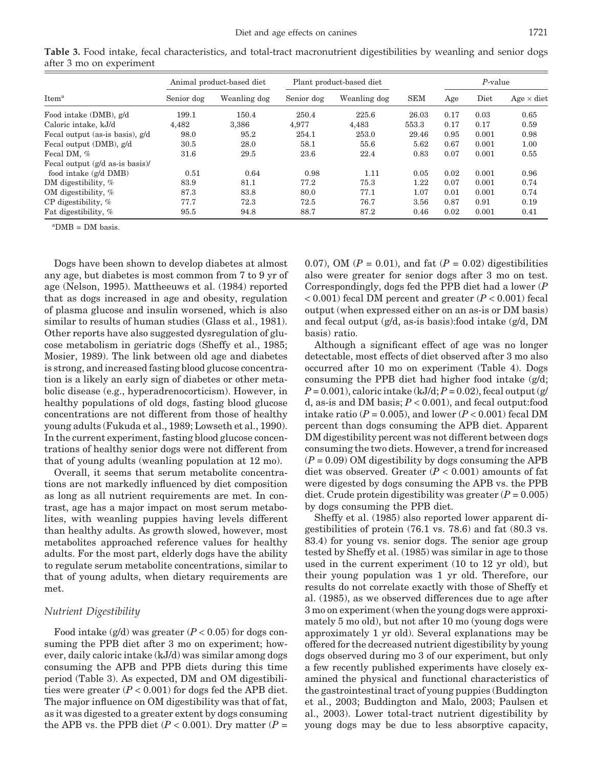**Table 3.** Food intake, fecal characteristics, and total-tract macronutrient digestibilities by weanling and senior dogs after 3 mo on experiment

| Item[a] | Animal product-based diet | | Plant product-based diet | | SEM | *P*-value | | |
|---|---|---|---|---|---|---|---|---|
| | Senior dog | Weanling dog | Senior dog | Weanling dog | | Age | Diet | Age × diet |
| Food intake (DMB), g/d | 199.1 | 150.4 | 250.4 | 225.6 | 26.03 | 0.17 | 0.03 | 0.65 |
| Caloric intake, kJ/d | 4,482 | 3,386 | 4,977 | 4,483 | 553.3 | 0.17 | 0.17 | 0.59 |
| Fecal output (as-is basis), g/d | 98.0 | 95.2 | 254.1 | 253.0 | 29.46 | 0.95 | 0.001 | 0.98 |
| Fecal output (DMB), g/d | 30.5 | 28.0 | 58.1 | 55.6 | 5.62 | 0.67 | 0.001 | 1.00 |
| Fecal DM, % | 31.6 | 29.5 | 23.6 | 22.4 | 0.83 | 0.07 | 0.001 | 0.55 |
| Fecal output (g/d as-is basis)/ food intake (g/d DMB) | 0.51 | 0.64 | 0.98 | 1.11 | 0.05 | 0.02 | 0.001 | 0.96 |
| DM digestibility, % | 83.9 | 81.1 | 77.2 | 75.3 | 1.22 | 0.07 | 0.001 | 0.74 |
| OM digestibility, % | 87.3 | 83.8 | 80.0 | 77.1 | 1.07 | 0.01 | 0.001 | 0.74 |
| CP digestibility, % | 77.7 | 72.3 | 72.5 | 76.7 | 3.56 | 0.87 | 0.91 | 0.19 |
| Fat digestibility, % | 95.5 | 94.8 | 88.7 | 87.2 | 0.46 | 0.02 | 0.001 | 0.41 |

[a]DMB = DM basis.

Dogs have been shown to develop diabetes at almost any age, but diabetes is most common from 7 to 9 yr of age (Nelson, 1995). Mattheeuws et al. (1984) reported that as dogs increased in age and obesity, regulation of plasma glucose and insulin worsened, which is also similar to results of human studies (Glass et al., 1981). Other reports have also suggested dysregulation of glucose metabolism in geriatric dogs (Sheffy et al., 1985; Mosier, 1989). The link between old age and diabetes is strong, and increased fasting blood glucose concentration is a likely an early sign of diabetes or other metabolic disease (e.g., hyperadrenocorticism). However, in healthy populations of old dogs, fasting blood glucose concentrations are not different from those of healthy young adults (Fukuda et al., 1989; Lowseth et al., 1990). In the current experiment, fasting blood glucose concentrations of healthy senior dogs were not different from that of young adults (weanling population at 12 mo).

Overall, it seems that serum metabolite concentrations are not markedly influenced by diet composition as long as all nutrient requirements are met. In contrast, age has a major impact on most serum metabolites, with weanling puppies having levels different than healthy adults. As growth slowed, however, most metabolites approached reference values for healthy adults. For the most part, elderly dogs have the ability to regulate serum metabolite concentrations, similar to that of young adults, when dietary requirements are met.

### *Nutrient Digestibility*

Food intake (g/d) was greater ($P < 0.05$) for dogs consuming the PPB diet after 3 mo on experiment; however, daily caloric intake (kJ/d) was similar among dogs consuming the APB and PPB diets during this time period (Table 3). As expected, DM and OM digestibilities were greater ($P < 0.001$) for dogs fed the APB diet. The major influence on OM digestibility was that of fat, as it was digested to a greater extent by dogs consuming the APB vs. the PPB diet ($P < 0.001$). Dry matter ($P = 0.07$), OM ($P = 0.01$), and fat ($P = 0.02$) digestibilities also were greater for senior dogs after 3 mo on test. Correspondingly, dogs fed the PPB diet had a lower ($P < 0.001$) fecal DM percent and greater ($P < 0.001$) fecal output (when expressed either on an as-is or DM basis) and fecal output (g/d, as-is basis):food intake (g/d, DM basis) ratio.

Although a significant effect of age was no longer detectable, most effects of diet observed after 3 mo also occurred after 10 mo on experiment (Table 4). Dogs consuming the PPB diet had higher food intake (g/d; $P = 0.001$), caloric intake (kJ/d; $P = 0.02$), fecal output (g/d, as-is and DM basis; $P < 0.001$), and fecal output:food intake ratio ($P = 0.005$), and lower ($P < 0.001$) fecal DM percent than dogs consuming the APB diet. Apparent DM digestibility percent was not different between dogs consuming the two diets. However, a trend for increased ($P = 0.09$) OM digestibility by dogs consuming the APB diet was observed. Greater ($P < 0.001$) amounts of fat were digested by dogs consuming the APB vs. the PPB diet. Crude protein digestibility was greater ($P = 0.005$) by dogs consuming the PPB diet.

Sheffy et al. (1985) also reported lower apparent digestibilities of protein (76.1 vs. 78.6) and fat (80.3 vs. 83.4) for young vs. senior dogs. The senior age group tested by Sheffy et al. (1985) was similar in age to those used in the current experiment (10 to 12 yr old), but their young population was 1 yr old. Therefore, our results do not correlate exactly with those of Sheffy et al. (1985), as we observed differences due to age after 3 mo on experiment (when the young dogs were approximately 5 mo old), but not after 10 mo (young dogs were approximately 1 yr old). Several explanations may be offered for the decreased nutrient digestibility by young dogs observed during mo 3 of our experiment, but only a few recently published experiments have closely examined the physical and functional characteristics of the gastrointestinal tract of young puppies (Buddington et al., 2003; Buddington and Malo, 2003; Paulsen et al., 2003). Lower total-tract nutrient digestibility by young dogs may be due to less absorptive capacity,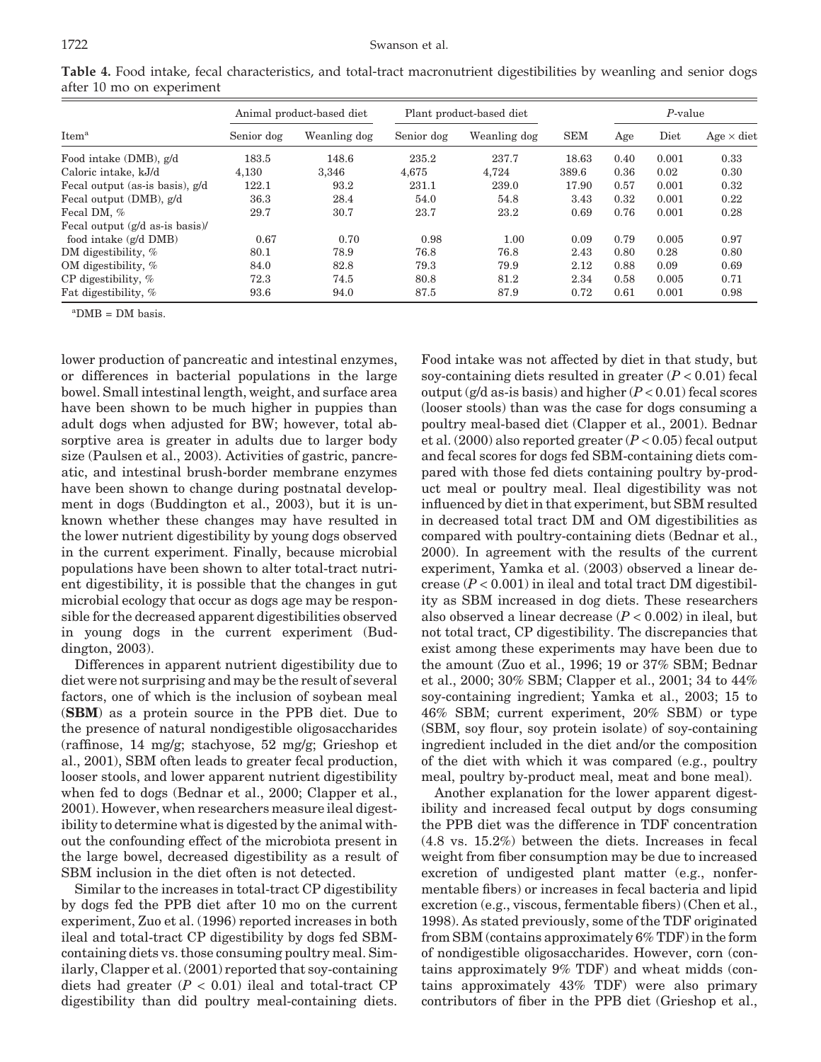**Table 4.** Food intake, fecal characteristics, and total-tract macronutrient digestibilities by weanling and senior dogs after 10 mo on experiment

| Item[a] | Animal product-based diet | | Plant product-based diet | | SEM | P-value | | |
|---|---|---|---|---|---|---|---|---|
| | Senior dog | Weanling dog | Senior dog | Weanling dog | | Age | Diet | Age × diet |
| Food intake (DMB), g/d | 183.5 | 148.6 | 235.2 | 237.7 | 18.63 | 0.40 | 0.001 | 0.33 |
| Caloric intake, kJ/d | 4,130 | 3,346 | 4,675 | 4,724 | 389.6 | 0.36 | 0.02 | 0.30 |
| Fecal output (as-is basis), g/d | 122.1 | 93.2 | 231.1 | 239.0 | 17.90 | 0.57 | 0.001 | 0.32 |
| Fecal output (DMB), g/d | 36.3 | 28.4 | 54.0 | 54.8 | 3.43 | 0.32 | 0.001 | 0.22 |
| Fecal DM, % | 29.7 | 30.7 | 23.7 | 23.2 | 0.69 | 0.76 | 0.001 | 0.28 |
| Fecal output (g/d as-is basis)/ food intake (g/d DMB) | 0.67 | 0.70 | 0.98 | 1.00 | 0.09 | 0.79 | 0.005 | 0.97 |
| DM digestibility, % | 80.1 | 78.9 | 76.8 | 76.8 | 2.43 | 0.80 | 0.28 | 0.80 |
| OM digestibility, % | 84.0 | 82.8 | 79.3 | 79.9 | 2.12 | 0.88 | 0.09 | 0.69 |
| CP digestibility, % | 72.3 | 74.5 | 80.8 | 81.2 | 2.34 | 0.58 | 0.005 | 0.71 |
| Fat digestibility, % | 93.6 | 94.0 | 87.5 | 87.9 | 0.72 | 0.61 | 0.001 | 0.98 |

[a]DMB = DM basis.

lower production of pancreatic and intestinal enzymes, or differences in bacterial populations in the large bowel. Small intestinal length, weight, and surface area have been shown to be much higher in puppies than adult dogs when adjusted for BW; however, total absorptive area is greater in adults due to larger body size (Paulsen et al., 2003). Activities of gastric, pancreatic, and intestinal brush-border membrane enzymes have been shown to change during postnatal development in dogs (Buddington et al., 2003), but it is unknown whether these changes may have resulted in the lower nutrient digestibility by young dogs observed in the current experiment. Finally, because microbial populations have been shown to alter total-tract nutrient digestibility, it is possible that the changes in gut microbial ecology that occur as dogs age may be responsible for the decreased apparent digestibilities observed in young dogs in the current experiment (Buddington, 2003).

Differences in apparent nutrient digestibility due to diet were not surprising and may be the result of several factors, one of which is the inclusion of soybean meal (**SBM**) as a protein source in the PPB diet. Due to the presence of natural nondigestible oligosaccharides (raffinose, 14 mg/g; stachyose, 52 mg/g; Grieshop et al., 2001), SBM often leads to greater fecal production, looser stools, and lower apparent nutrient digestibility when fed to dogs (Bednar et al., 2000; Clapper et al., 2001). However, when researchers measure ileal digestibility to determine what is digested by the animal without the confounding effect of the microbiota present in the large bowel, decreased digestibility as a result of SBM inclusion in the diet often is not detected.

Similar to the increases in total-tract CP digestibility by dogs fed the PPB diet after 10 mo on the current experiment, Zuo et al. (1996) reported increases in both ileal and total-tract CP digestibility by dogs fed SBM-containing diets vs. those consuming poultry meal. Similarly, Clapper et al. (2001) reported that soy-containing diets had greater ($P < 0.01$) ileal and total-tract CP digestibility than did poultry meal-containing diets. Food intake was not affected by diet in that study, but soy-containing diets resulted in greater ($P < 0.01$) fecal output (g/d as-is basis) and higher ($P < 0.01$) fecal scores (looser stools) than was the case for dogs consuming a poultry meal-based diet (Clapper et al., 2001). Bednar et al. (2000) also reported greater ($P < 0.05$) fecal output and fecal scores for dogs fed SBM-containing diets compared with those fed diets containing poultry by-product meal or poultry meal. Ileal digestibility was not influenced by diet in that experiment, but SBM resulted in decreased total tract DM and OM digestibilities as compared with poultry-containing diets (Bednar et al., 2000). In agreement with the results of the current experiment, Yamka et al. (2003) observed a linear decrease ($P < 0.001$) in ileal and total tract DM digestibility as SBM increased in dog diets. These researchers also observed a linear decrease ($P < 0.002$) in ileal, but not total tract, CP digestibility. The discrepancies that exist among these experiments may have been due to the amount (Zuo et al., 1996; 19 or 37% SBM; Bednar et al., 2000; 30% SBM; Clapper et al., 2001; 34 to 44% soy-containing ingredient; Yamka et al., 2003; 15 to 46% SBM; current experiment, 20% SBM) or type (SBM, soy flour, soy protein isolate) of soy-containing ingredient included in the diet and/or the composition of the diet with which it was compared (e.g., poultry meal, poultry by-product meal, meat and bone meal).

Another explanation for the lower apparent digestibility and increased fecal output by dogs consuming the PPB diet was the difference in TDF concentration (4.8 vs. 15.2%) between the diets. Increases in fecal weight from fiber consumption may be due to increased excretion of undigested plant matter (e.g., nonfermentable fibers) or increases in fecal bacteria and lipid excretion (e.g., viscous, fermentable fibers) (Chen et al., 1998). As stated previously, some of the TDF originated from SBM (contains approximately 6% TDF) in the form of nondigestible oligosaccharides. However, corn (contains approximately 9% TDF) and wheat midds (contains approximately 43% TDF) were also primary contributors of fiber in the PPB diet (Grieshop et al.,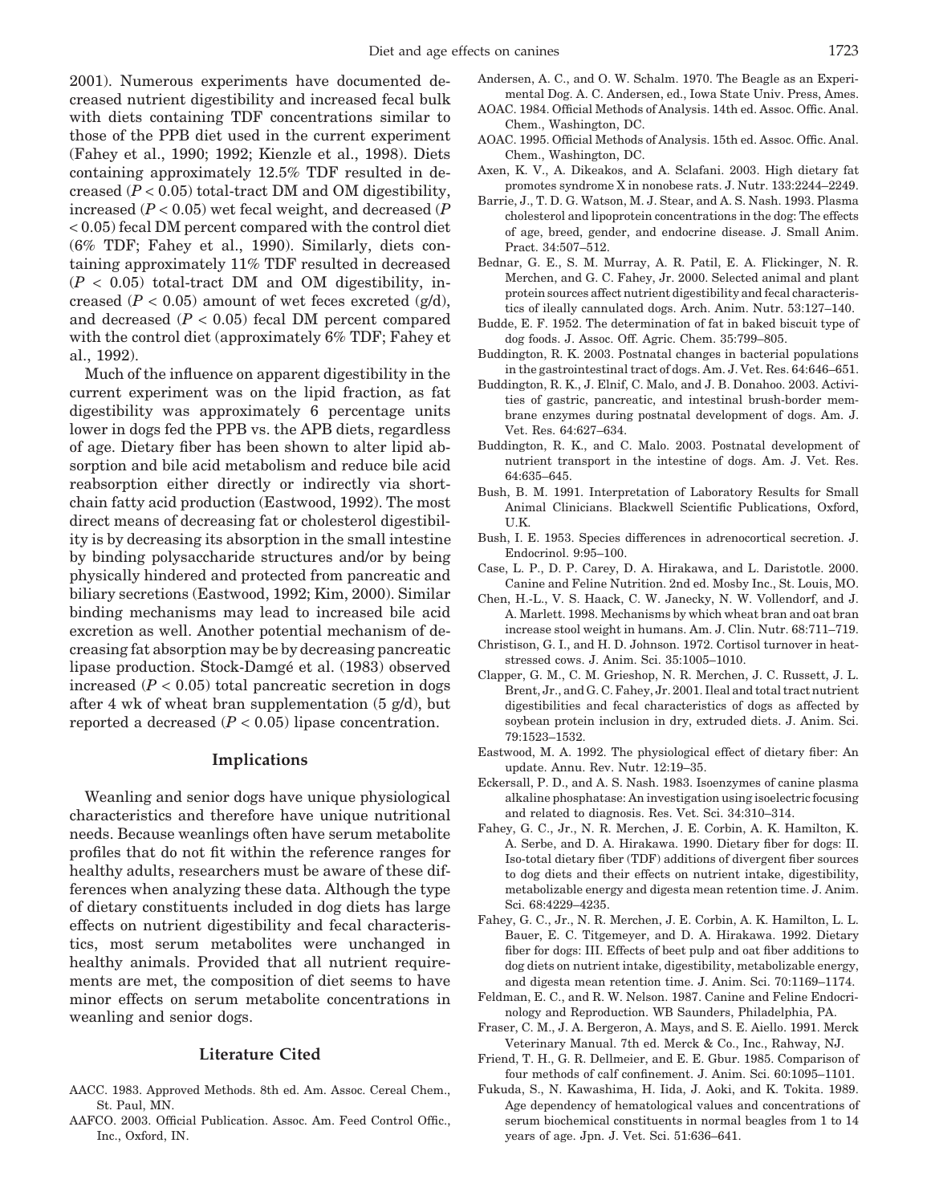2001). Numerous experiments have documented decreased nutrient digestibility and increased fecal bulk with diets containing TDF concentrations similar to those of the PPB diet used in the current experiment (Fahey et al., 1990; 1992; Kienzle et al., 1998). Diets containing approximately 12.5% TDF resulted in decreased ($P < 0.05$) total-tract DM and OM digestibility, increased ($P < 0.05$) wet fecal weight, and decreased ($P < 0.05$) fecal DM percent compared with the control diet (6% TDF; Fahey et al., 1990). Similarly, diets containing approximately 11% TDF resulted in decreased ($P < 0.05$) total-tract DM and OM digestibility, increased ($P < 0.05$) amount of wet feces excreted (g/d), and decreased ($P < 0.05$) fecal DM percent compared with the control diet (approximately 6% TDF; Fahey et al., 1992).

Much of the influence on apparent digestibility in the current experiment was on the lipid fraction, as fat digestibility was approximately 6 percentage units lower in dogs fed the PPB vs. the APB diets, regardless of age. Dietary fiber has been shown to alter lipid absorption and bile acid metabolism and reduce bile acid reabsorption either directly or indirectly via short-chain fatty acid production (Eastwood, 1992). The most direct means of decreasing fat or cholesterol digestibility is by decreasing its absorption in the small intestine by binding polysaccharide structures and/or by being physically hindered and protected from pancreatic and biliary secretions (Eastwood, 1992; Kim, 2000). Similar binding mechanisms may lead to increased bile acid excretion as well. Another potential mechanism of decreasing fat absorption may be by decreasing pancreatic lipase production. Stock-Damgé et al. (1983) observed increased ($P < 0.05$) total pancreatic secretion in dogs after 4 wk of wheat bran supplementation (5 g/d), but reported a decreased ($P < 0.05$) lipase concentration.

## Implications

Weanling and senior dogs have unique physiological characteristics and therefore have unique nutritional needs. Because weanlings often have serum metabolite profiles that do not fit within the reference ranges for healthy adults, researchers must be aware of these differences when analyzing these data. Although the type of dietary constituents included in dog diets has large effects on nutrient digestibility and fecal characteristics, most serum metabolites were unchanged in healthy animals. Provided that all nutrient requirements are met, the composition of diet seems to have minor effects on serum metabolite concentrations in weanling and senior dogs.

## Literature Cited

AACC. 1983. Approved Methods. 8th ed. Am. Assoc. Cereal Chem., St. Paul, MN.

AAFCO. 2003. Official Publication. Assoc. Am. Feed Control Offic., Inc., Oxford, IN.

Andersen, A. C., and O. W. Schalm. 1970. The Beagle as an Experimental Dog. A. C. Andersen, ed., Iowa State Univ. Press, Ames.

AOAC. 1984. Official Methods of Analysis. 14th ed. Assoc. Offic. Anal. Chem., Washington, DC.

AOAC. 1995. Official Methods of Analysis. 15th ed. Assoc. Offic. Anal. Chem., Washington, DC.

Axen, K. V., A. Dikeakos, and A. Sclafani. 2003. High dietary fat promotes syndrome X in nonobese rats. J. Nutr. 133:2244–2249.

Barrie, J., T. D. G. Watson, M. J. Stear, and A. S. Nash. 1993. Plasma cholesterol and lipoprotein concentrations in the dog: The effects of age, breed, gender, and endocrine disease. J. Small Anim. Pract. 34:507–512.

Bednar, G. E., S. M. Murray, A. R. Patil, E. A. Flickinger, N. R. Merchen, and G. C. Fahey, Jr. 2000. Selected animal and plant protein sources affect nutrient digestibility and fecal characteristics of ileally cannulated dogs. Arch. Anim. Nutr. 53:127–140.

Budde, E. F. 1952. The determination of fat in baked biscuit type of dog foods. J. Assoc. Off. Agric. Chem. 35:799–805.

Buddington, R. K. 2003. Postnatal changes in bacterial populations in the gastrointestinal tract of dogs. Am. J. Vet. Res. 64:646–651.

Buddington, R. K., J. Elnif, C. Malo, and J. B. Donahoo. 2003. Activities of gastric, pancreatic, and intestinal brush-border membrane enzymes during postnatal development of dogs. Am. J. Vet. Res. 64:627–634.

Buddington, R. K., and C. Malo. 2003. Postnatal development of nutrient transport in the intestine of dogs. Am. J. Vet. Res. 64:635–645.

Bush, B. M. 1991. Interpretation of Laboratory Results for Small Animal Clinicians. Blackwell Scientific Publications, Oxford, U.K.

Bush, I. E. 1953. Species differences in adrenocortical secretion. J. Endocrinol. 9:95–100.

Case, L. P., D. P. Carey, D. A. Hirakawa, and L. Daristotle. 2000. Canine and Feline Nutrition. 2nd ed. Mosby Inc., St. Louis, MO.

Chen, H.-L., V. S. Haack, C. W. Janecky, N. W. Vollendorf, and J. A. Marlett. 1998. Mechanisms by which wheat bran and oat bran increase stool weight in humans. Am. J. Clin. Nutr. 68:711–719.

Christison, G. I., and H. D. Johnson. 1972. Cortisol turnover in heat-stressed cows. J. Anim. Sci. 35:1005–1010.

Clapper, G. M., C. M. Grieshop, N. R. Merchen, J. C. Russett, J. L. Brent, Jr., and G. C. Fahey, Jr. 2001. Ileal and total tract nutrient digestibilities and fecal characteristics of dogs as affected by soybean protein inclusion in dry, extruded diets. J. Anim. Sci. 79:1523–1532.

Eastwood, M. A. 1992. The physiological effect of dietary fiber: An update. Annu. Rev. Nutr. 12:19–35.

Eckersall, P. D., and A. S. Nash. 1983. Isoenzymes of canine plasma alkaline phosphatase: An investigation using isoelectric focusing and related to diagnosis. Res. Vet. Sci. 34:310–314.

Fahey, G. C., Jr., N. R. Merchen, J. E. Corbin, A. K. Hamilton, K. A. Serbe, and D. A. Hirakawa. 1990. Dietary fiber for dogs: II. Iso-total dietary fiber (TDF) additions of divergent fiber sources to dog diets and their effects on nutrient intake, digestibility, metabolizable energy and digesta mean retention time. J. Anim. Sci. 68:4229–4235.

Fahey, G. C., Jr., N. R. Merchen, J. E. Corbin, A. K. Hamilton, L. L. Bauer, E. C. Titgemeyer, and D. A. Hirakawa. 1992. Dietary fiber for dogs: III. Effects of beet pulp and oat fiber additions to dog diets on nutrient intake, digestibility, metabolizable energy, and digesta mean retention time. J. Anim. Sci. 70:1169–1174.

Feldman, E. C., and R. W. Nelson. 1987. Canine and Feline Endocrinology and Reproduction. WB Saunders, Philadelphia, PA.

Fraser, C. M., J. A. Bergeron, A. Mays, and S. E. Aiello. 1991. Merck Veterinary Manual. 7th ed. Merck & Co., Inc., Rahway, NJ.

Friend, T. H., G. R. Dellmeier, and E. E. Gbur. 1985. Comparison of four methods of calf confinement. J. Anim. Sci. 60:1095–1101.

Fukuda, S., N. Kawashima, H. Iida, J. Aoki, and K. Tokita. 1989. Age dependency of hematological values and concentrations of serum biochemical constituents in normal beagles from 1 to 14 years of age. Jpn. J. Vet. Sci. 51:636–641.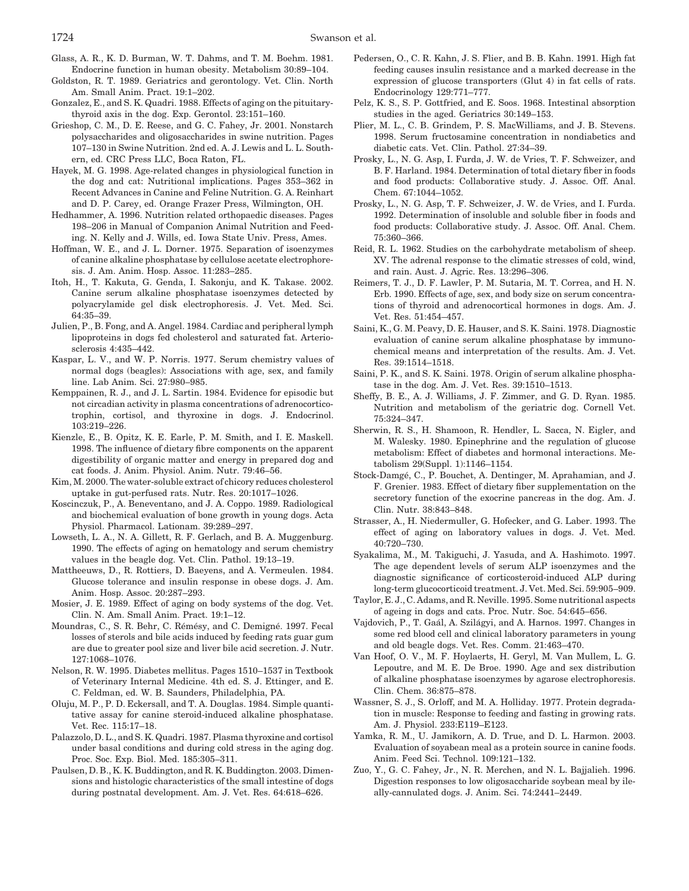Glass, A. R., K. D. Burman, W. T. Dahms, and T. M. Boehm. 1981. Endocrine function in human obesity. Metabolism 30:89–104.

Goldston, R. T. 1989. Geriatrics and gerontology. Vet. Clin. North Am. Small Anim. Pract. 19:1–202.

Gonzalez, E., and S. K. Quadri. 1988. Effects of aging on the pituitary-thyroid axis in the dog. Exp. Gerontol. 23:151–160.

Grieshop, C. M., D. E. Reese, and G. C. Fahey, Jr. 2001. Nonstarch polysaccharides and oligosaccharides in swine nutrition. Pages 107–130 in Swine Nutrition. 2nd ed. A. J. Lewis and L. L. Southern, ed. CRC Press LLC, Boca Raton, FL.

Hayek, M. G. 1998. Age-related changes in physiological function in the dog and cat: Nutritional implications. Pages 353–362 in Recent Advances in Canine and Feline Nutrition. G. A. Reinhart and D. P. Carey, ed. Orange Frazer Press, Wilmington, OH.

Hedhammer, A. 1996. Nutrition related orthopaedic diseases. Pages 198–206 in Manual of Companion Animal Nutrition and Feeding. N. Kelly and J. Wills, ed. Iowa State Univ. Press, Ames.

Hoffman, W. E., and J. L. Dorner. 1975. Separation of isoenzymes of canine alkaline phosphatase by cellulose acetate electrophoresis. J. Am. Anim. Hosp. Assoc. 11:283–285.

Itoh, H., T. Kakuta, G. Genda, I. Sakonju, and K. Takase. 2002. Canine serum alkaline phosphatase isoenzymes detected by polyacrylamide gel disk electrophoresis. J. Vet. Med. Sci. 64:35–39.

Julien, P., B. Fong, and A. Angel. 1984. Cardiac and peripheral lymph lipoproteins in dogs fed cholesterol and saturated fat. Arteriosclerosis 4:435–442.

Kaspar, L. V., and W. P. Norris. 1977. Serum chemistry values of normal dogs (beagles): Associations with age, sex, and family line. Lab Anim. Sci. 27:980–985.

Kemppainen, R. J., and J. L. Sartin. 1984. Evidence for episodic but not circadian activity in plasma concentrations of adrenocorticotrophin, cortisol, and thyroxine in dogs. J. Endocrinol. 103:219–226.

Kienzle, E., B. Opitz, K. E. Earle, P. M. Smith, and I. E. Maskell. 1998. The influence of dietary fibre components on the apparent digestibility of organic matter and energy in prepared dog and cat foods. J. Anim. Physiol. Anim. Nutr. 79:46–56.

Kim, M. 2000. The water-soluble extract of chicory reduces cholesterol uptake in gut-perfused rats. Nutr. Res. 20:1017–1026.

Koscinczuk, P., A. Beneventano, and J. A. Coppo. 1989. Radiological and biochemical evaluation of bone growth in young dogs. Acta Physiol. Pharmacol. Lationam. 39:289–297.

Lowseth, L. A., N. A. Gillett, R. F. Gerlach, and B. A. Muggenburg. 1990. The effects of aging on hematology and serum chemistry values in the beagle dog. Vet. Clin. Pathol. 19:13–19.

Mattheeuws, D., R. Rottiers, D. Baeyens, and A. Vermeulen. 1984. Glucose tolerance and insulin response in obese dogs. J. Am. Anim. Hosp. Assoc. 20:287–293.

Mosier, J. E. 1989. Effect of aging on body systems of the dog. Vet. Clin. N. Am. Small Anim. Pract. 19:1–12.

Moundras, C., S. R. Behr, C. Rémésy, and C. Demigné. 1997. Fecal losses of sterols and bile acids induced by feeding rats guar gum are due to greater pool size and liver bile acid secretion. J. Nutr. 127:1068–1076.

Nelson, R. W. 1995. Diabetes mellitus. Pages 1510–1537 in Textbook of Veterinary Internal Medicine. 4th ed. S. J. Ettinger, and E. C. Feldman, ed. W. B. Saunders, Philadelphia, PA.

Oluju, M. P., P. D. Eckersall, and T. A. Douglas. 1984. Simple quantitative assay for canine steroid-induced alkaline phosphatase. Vet. Rec. 115:17–18.

Palazzolo, D. L., and S. K. Quadri. 1987. Plasma thyroxine and cortisol under basal conditions and during cold stress in the aging dog. Proc. Soc. Exp. Biol. Med. 185:305–311.

Paulsen, D. B., K. K. Buddington, and R. K. Buddington. 2003. Dimensions and histologic characteristics of the small intestine of dogs during postnatal development. Am. J. Vet. Res. 64:618–626.

Pedersen, O., C. R. Kahn, J. S. Flier, and B. B. Kahn. 1991. High fat feeding causes insulin resistance and a marked decrease in the expression of glucose transporters (Glut 4) in fat cells of rats. Endocrinology 129:771–777.

Pelz, K. S., S. P. Gottfried, and E. Soos. 1968. Intestinal absorption studies in the aged. Geriatrics 30:149–153.

Plier, M. L., C. B. Grindem, P. S. MacWilliams, and J. B. Stevens. 1998. Serum fructosamine concentration in nondiabetics and diabetic cats. Vet. Clin. Pathol. 27:34–39.

Prosky, L., N. G. Asp, I. Furda, J. W. de Vries, T. F. Schweizer, and B. F. Harland. 1984. Determination of total dietary fiber in foods and food products: Collaborative study. J. Assoc. Off. Anal. Chem. 67:1044–1052.

Prosky, L., N. G. Asp, T. F. Schweizer, J. W. de Vries, and I. Furda. 1992. Determination of insoluble and soluble fiber in foods and food products: Collaborative study. J. Assoc. Off. Anal. Chem. 75:360–366.

Reid, R. L. 1962. Studies on the carbohydrate metabolism of sheep. XV. The adrenal response to the climatic stresses of cold, wind, and rain. Aust. J. Agric. Res. 13:296–306.

Reimers, T. J., D. F. Lawler, P. M. Sutaria, M. T. Correa, and H. N. Erb. 1990. Effects of age, sex, and body size on serum concentrations of thyroid and adrenocortical hormones in dogs. Am. J. Vet. Res. 51:454–457.

Saini, K., G. M. Peavy, D. E. Hauser, and S. K. Saini. 1978. Diagnostic evaluation of canine serum alkaline phosphatase by immunochemical means and interpretation of the results. Am. J. Vet. Res. 39:1514–1518.

Saini, P. K., and S. K. Saini. 1978. Origin of serum alkaline phosphatase in the dog. Am. J. Vet. Res. 39:1510–1513.

Sheffy, B. E., A. J. Williams, J. F. Zimmer, and G. D. Ryan. 1985. Nutrition and metabolism of the geriatric dog. Cornell Vet. 75:324–347.

Sherwin, R. S., H. Shamoon, R. Hendler, L. Sacca, N. Eigler, and M. Walesky. 1980. Epinephrine and the regulation of glucose metabolism: Effect of diabetes and hormonal interactions. Metabolism 29(Suppl. 1):1146–1154.

Stock-Damgé, C., P. Bouchet, A. Dentinger, M. Aprahamian, and J. F. Grenier. 1983. Effect of dietary fiber supplementation on the secretory function of the exocrine pancreas in the dog. Am. J. Clin. Nutr. 38:843–848.

Strasser, A., H. Niedermuller, G. Hofecker, and G. Laber. 1993. The effect of aging on laboratory values in dogs. J. Vet. Med. 40:720–730.

Syakalima, M., M. Takiguchi, J. Yasuda, and A. Hashimoto. 1997. The age dependent levels of serum ALP isoenzymes and the diagnostic significance of corticosteroid-induced ALP during long-term glucocorticoid treatment. J. Vet. Med. Sci. 59:905–909.

Taylor, E. J., C. Adams, and R. Neville. 1995. Some nutritional aspects of ageing in dogs and cats. Proc. Nutr. Soc. 54:645–656.

Vajdovich, P., T. Gaál, A. Szilágyi, and A. Harnos. 1997. Changes in some red blood cell and clinical laboratory parameters in young and old beagle dogs. Vet. Res. Comm. 21:463–470.

Van Hoof, O. V., M. F. Hoylaerts, H. Geryl, M. Van Mullem, L. G. Lepoutre, and M. E. De Broe. 1990. Age and sex distribution of alkaline phosphatase isoenzymes by agarose electrophoresis. Clin. Chem. 36:875–878.

Wassner, S. J., S. Orloff, and M. A. Holliday. 1977. Protein degradation in muscle: Response to feeding and fasting in growing rats. Am. J. Physiol. 233:E119–E123.

Yamka, R. M., U. Jamikorn, A. D. True, and D. L. Harmon. 2003. Evaluation of soyabean meal as a protein source in canine foods. Anim. Feed Sci. Technol. 109:121–132.

Zuo, Y., G. C. Fahey, Jr., N. R. Merchen, and N. L. Bajjalieh. 1996. Digestion responses to low oligosaccharide soybean meal by ileally-cannulated dogs. J. Anim. Sci. 74:2441–2449.